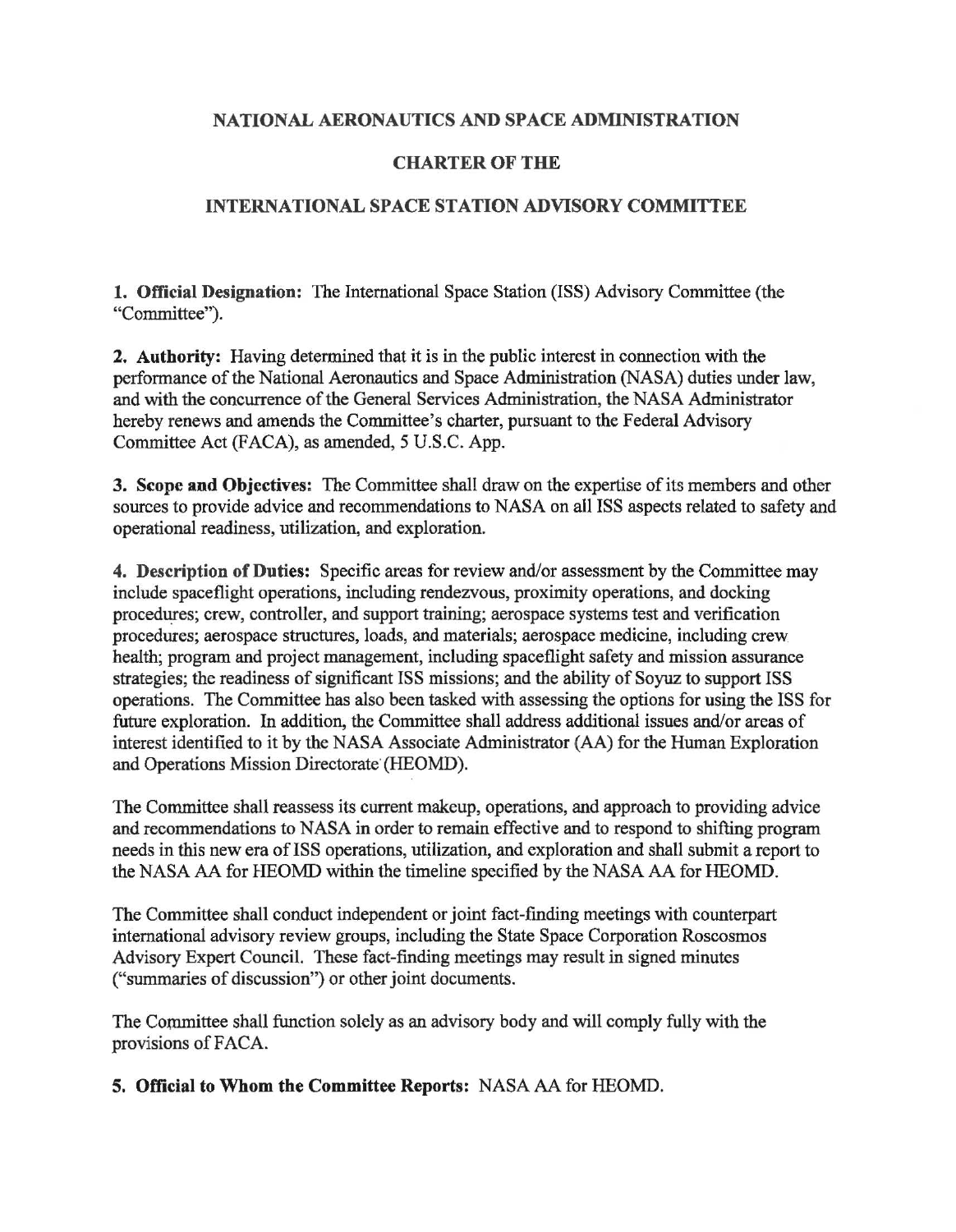# NATIONAL AERONAUTICS AND SPACE ADMINISTRATION

## CHARTER OF THE

## INTERNATIONAL SPACE STATION ADVISORY COMMITTEE

**1. Official Designation:** The International Space Station (ISS) Advisory Committee (the "Committee").

**2. Authority:** Having determined that it is in the public interest in connection with the performance of the National Aeronautics and Space Administration (NASA) duties under law, and with the concurrence of the General Services Administration, the NASA Administrator hereby renews and amends the Committee's charter, pursuant to the Federal Advisory Committee Act (FACA), as amended, 5 U.S.C. App.

**3. Scope and Objectives:** The Committee shall draw on the expertise of its members and other sources to provide advice and recommendations to NASA on all ISS aspects related to safety and operational readiness, utilization, and exploration.

**4. Description of Duties:** Specific areas for review and/or assessment by the Committee may include spaceflight operations, including rendezvous, proximity operations, and docking procedures; crew, controller, and support training; aerospace systems test and verification procedures; aerospace structures, loads, and materials; aerospace medicine, including crew health; program and project management, including spaceflight safety and mission assurance strategies; the readiness of significant ISS missions; and the ability of Soyuz to support ISS operations. The Committee has also been tasked with assessing the options for using the ISS for future exploration. In addition, the Committee shall address additional issues and/or areas of interest identified to it by the NASA Associate Administrator (AA) for the Human Exploration and Operations Mission Directorate (HEOMD).

The Committee shall reassess its current makeup, operations, and approach to providing advice and recommendations to NASA in order to remain effective and to respond to shifting program needs in this new era of ISS operations, utilization, and exploration and shall submit a report to the NASA AA for HEOMD within the timeline specified by the NASA AA for HEOMD.

The Committee shall conduct independent or joint fact-finding meetings with counterpart international advisory review groups, including the State Space Corporation Roscosmos Advisory Expert Council. These fact-finding meetings may result in signed minutes ("summaries of discussion") or other joint documents.

The Committee shall function solely as an advisory body and will comply fully with the provisions of FACA.

**5. Official to Whom the Committee Reports:** NASA AA for HEOMD.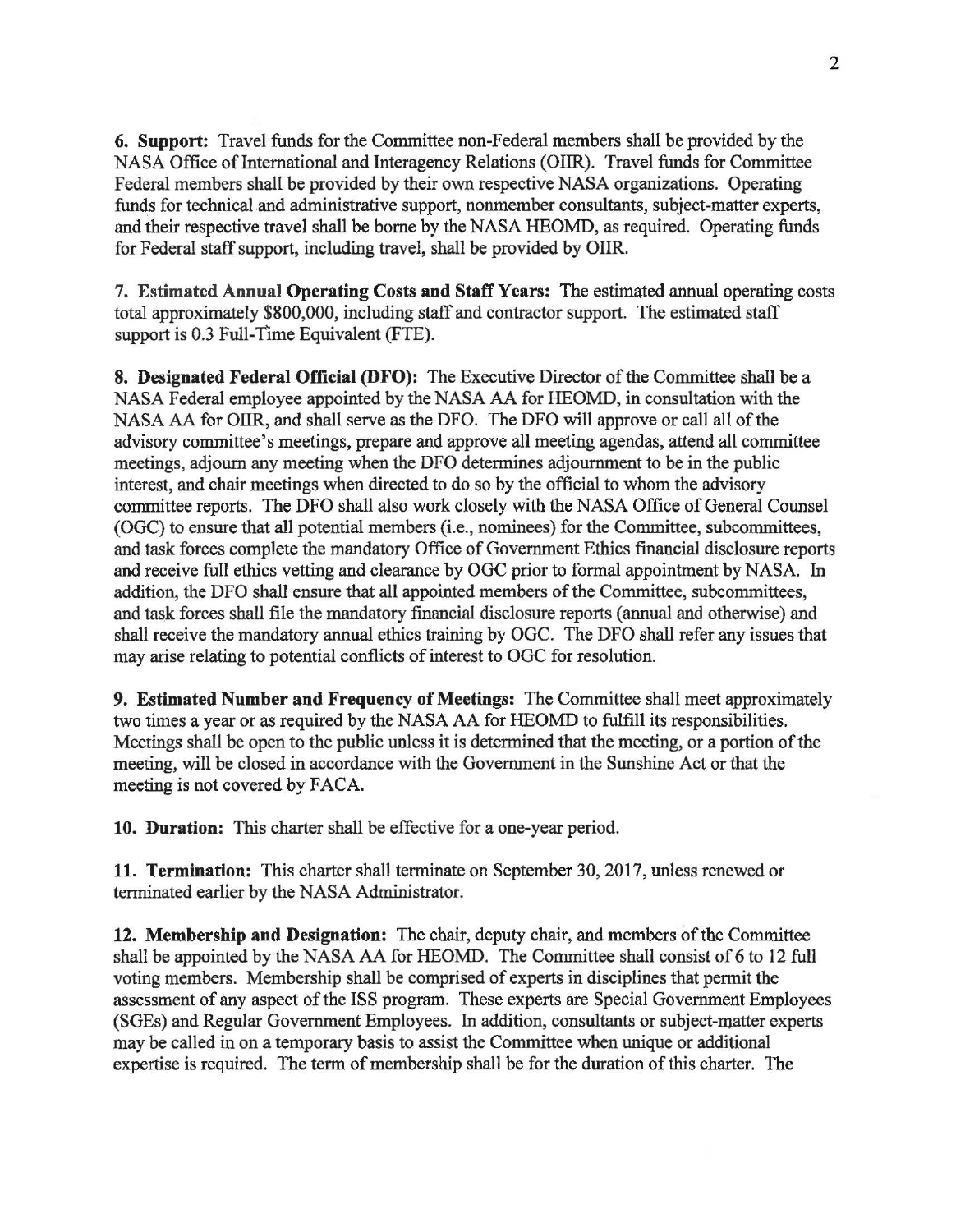**6. Support:** Travel funds for the Committee non-Federal members shall be provided by the NASA Office of International and Interagency Relations (OIIR). Travel funds for Committee Federal members shall be provided by their own respective NASA organizations. Operating funds for technical and administrative support, nonmember consultants, subject-matter experts, and their respective travel shall be borne by the NASA HEOMD, as required. Operating funds for Federal staff support, including travel, shall be provided by OIIR.

**7. Estimated Annual Operating Costs and Staff Years:** The estimated annual operating costs total approximately $800,000, including staff and contractor support. The estimated staff support is 0.3 Full-Time Equivalent (FTE).

**8. Designated Federal Official (DFO):** The Executive Director of the Committee shall be a NASA Federal employee appointed by the NASA AA for HEOMD, in consultation with the NASA AA for OIIR, and shall serve as the DFO. The DFO will approve or call all of the advisory committee's meetings, prepare and approve all meeting agendas, attend all committee meetings, adjourn any meeting when the DFO determines adjournment to be in the public interest, and chair meetings when directed to do so by the official to whom the advisory committee reports. The DFO shall also work closely with the NASA Office of General Counsel (OGC) to ensure that all potential members (i.e., nominees) for the Committee, subcommittees, and task forces complete the mandatory Office of Government Ethics financial disclosure reports and receive full ethics vetting and clearance by OGC prior to formal appointment by NASA. In addition, the DFO shall ensure that all appointed members of the Committee, subcommittees, and task forces shall file the mandatory financial disclosure reports (annual and otherwise) and shall receive the mandatory annual ethics training by OGC. The DFO shall refer any issues that may arise relating to potential conflicts of interest to OGC for resolution.

**9. Estimated Number and Frequency of Meetings:** The Committee shall meet approximately two times a year or as required by the NASA AA for HEOMD to fulfill its responsibilities. Meetings shall be open to the public unless it is determined that the meeting, or a portion of the meeting, will be closed in accordance with the Government in the Sunshine Act or that the meeting is not covered by FACA.

**10. Duration:** This charter shall be effective for a one-year period.

**11. Termination:** This charter shall terminate on September 30, 2017, unless renewed or terminated earlier by the NASA Administrator.

**12. Membership and Designation:** The chair, deputy chair, and members of the Committee shall be appointed by the NASA AA for HEOMD. The Committee shall consist of 6 to 12 full voting members. Membership shall be comprised of experts in disciplines that permit the assessment of any aspect of the ISS program. These experts are Special Government Employees (SGEs) and Regular Government Employees. In addition, consultants or subject-matter experts may be called in on a temporary basis to assist the Committee when unique or additional expertise is required. The term of membership shall be for the duration of this charter. The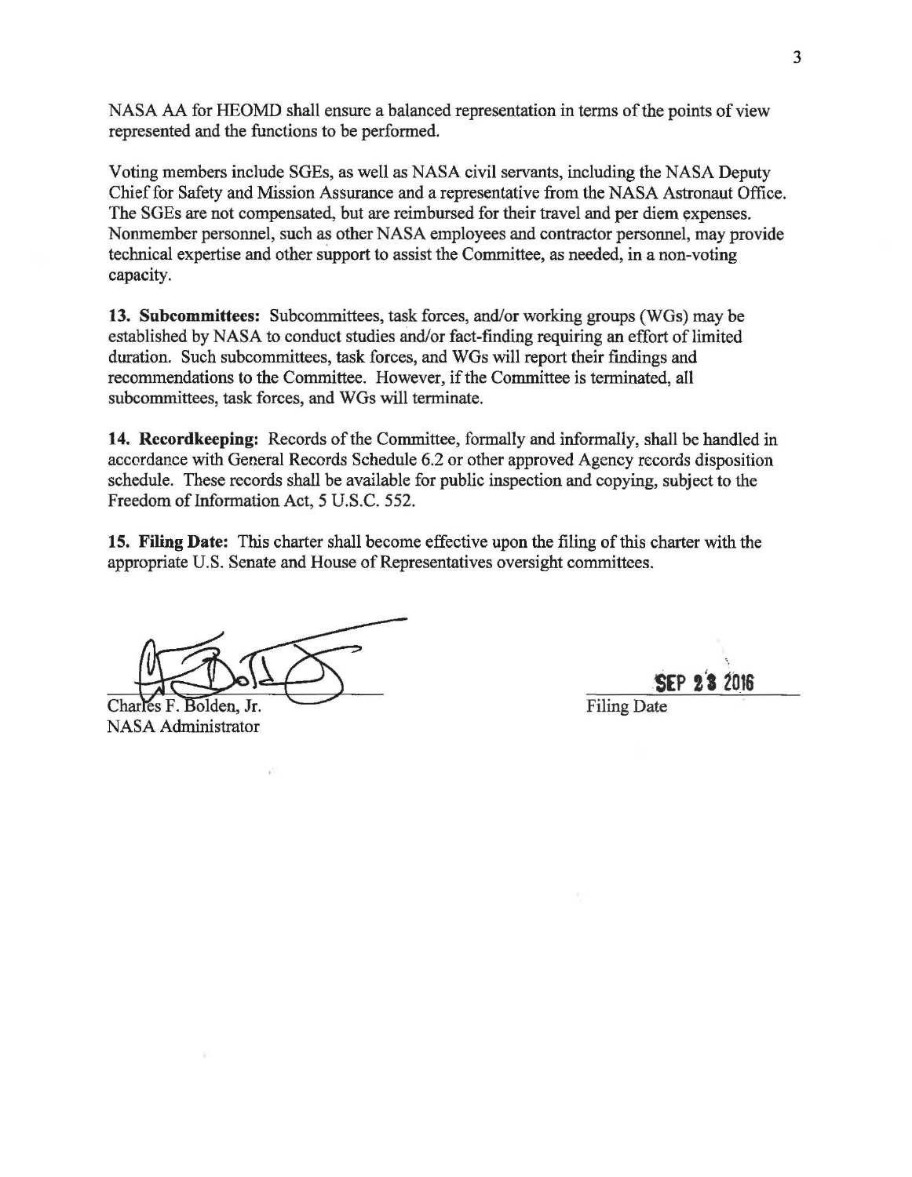NASA AA for HEOMD shall ensure a balanced representation in terms of the points of view represented and the functions to be performed.

Voting members include SGEs, as well as NASA civil servants, including the NASA Deputy Chief for Safety and Mission Assurance and a representative from the NASA Astronaut Office. The SGEs are not compensated, but are reimbursed for their travel and per diem expenses. Nonmember personnel, such as other NASA employees and contractor personnel, may provide technical expertise and other support to assist the Committee, as needed, in a non-voting capacity.

**13. Subcommittees:** Subcommittees, task forces, and/or working groups (WGs) may be established by NASA to conduct studies and/or fact-finding requiring an effort of limited duration. Such subcommittees, task forces, and WGs will report their findings and recommendations to the Committee. However, if the Committee is terminated, all subcommittees, task forces, and WGs will terminate.

**14. Recordkeeping:** Records of the Committee, formally and informally, shall be handled in accordance with General Records Schedule 6.2 or other approved Agency records disposition schedule. These records shall be available for public inspection and copying, subject to the Freedom of Information Act, 5 U.S.C. 552.

**15. Filing Date:** This charter shall become effective upon the filing of this charter with the appropriate U.S. Senate and House of Representatives oversight committees.

Charles F. Bolden, Jr.
NASA Administrator

SEP 23 2016
Filing Date